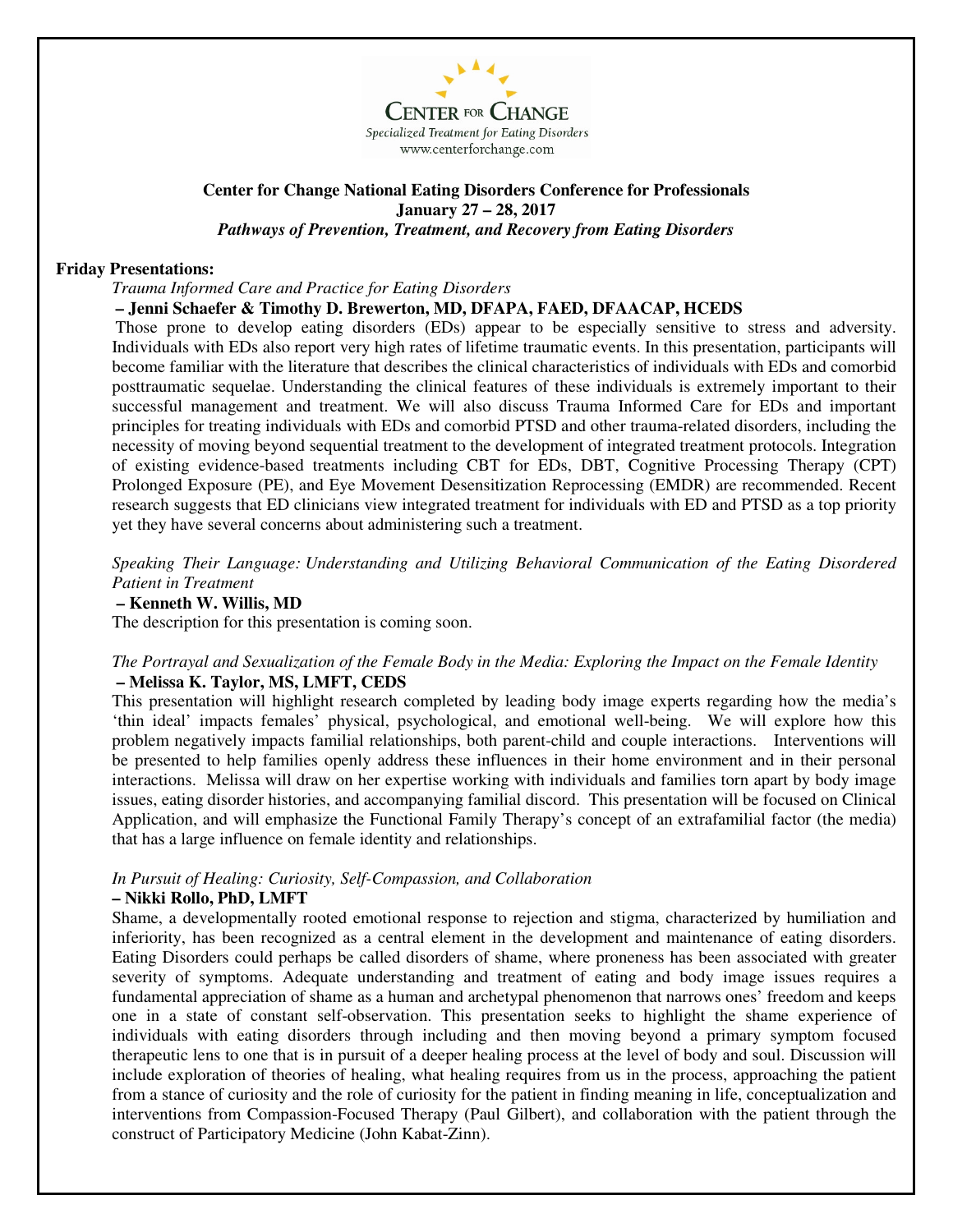**CENTER FOR CHANGE**
*Specialized Treatment for Eating Disorders*
www.centerforchange.com

# Center for Change National Eating Disorders Conference for Professionals

**January 27 – 28, 2017**

***Pathways of Prevention, Treatment, and Recovery from Eating Disorders***

## Friday Presentations:

*Trauma Informed Care and Practice for Eating Disorders*

**– Jenni Schaefer & Timothy D. Brewerton, MD, DFAPA, FAED, DFAACAP, HCEDS**

Those prone to develop eating disorders (EDs) appear to be especially sensitive to stress and adversity. Individuals with EDs also report very high rates of lifetime traumatic events. In this presentation, participants will become familiar with the literature that describes the clinical characteristics of individuals with EDs and comorbid posttraumatic sequelae. Understanding the clinical features of these individuals is extremely important to their successful management and treatment. We will also discuss Trauma Informed Care for EDs and important principles for treating individuals with EDs and comorbid PTSD and other trauma-related disorders, including the necessity of moving beyond sequential treatment to the development of integrated treatment protocols. Integration of existing evidence-based treatments including CBT for EDs, DBT, Cognitive Processing Therapy (CPT) Prolonged Exposure (PE), and Eye Movement Desensitization Reprocessing (EMDR) are recommended. Recent research suggests that ED clinicians view integrated treatment for individuals with ED and PTSD as a top priority yet they have several concerns about administering such a treatment.

*Speaking Their Language: Understanding and Utilizing Behavioral Communication of the Eating Disordered Patient in Treatment*

**– Kenneth W. Willis, MD**

The description for this presentation is coming soon.

*The Portrayal and Sexualization of the Female Body in the Media: Exploring the Impact on the Female Identity*

**– Melissa K. Taylor, MS, LMFT, CEDS**

This presentation will highlight research completed by leading body image experts regarding how the media's 'thin ideal' impacts females' physical, psychological, and emotional well-being. We will explore how this problem negatively impacts familial relationships, both parent-child and couple interactions. Interventions will be presented to help families openly address these influences in their home environment and in their personal interactions. Melissa will draw on her expertise working with individuals and families torn apart by body image issues, eating disorder histories, and accompanying familial discord. This presentation will be focused on Clinical Application, and will emphasize the Functional Family Therapy's concept of an extrafamilial factor (the media) that has a large influence on female identity and relationships.

*In Pursuit of Healing: Curiosity, Self-Compassion, and Collaboration*

**– Nikki Rollo, PhD, LMFT**

Shame, a developmentally rooted emotional response to rejection and stigma, characterized by humiliation and inferiority, has been recognized as a central element in the development and maintenance of eating disorders. Eating Disorders could perhaps be called disorders of shame, where proneness has been associated with greater severity of symptoms. Adequate understanding and treatment of eating and body image issues requires a fundamental appreciation of shame as a human and archetypal phenomenon that narrows ones' freedom and keeps one in a state of constant self-observation. This presentation seeks to highlight the shame experience of individuals with eating disorders through including and then moving beyond a primary symptom focused therapeutic lens to one that is in pursuit of a deeper healing process at the level of body and soul. Discussion will include exploration of theories of healing, what healing requires from us in the process, approaching the patient from a stance of curiosity and the role of curiosity for the patient in finding meaning in life, conceptualization and interventions from Compassion-Focused Therapy (Paul Gilbert), and collaboration with the patient through the construct of Participatory Medicine (John Kabat-Zinn).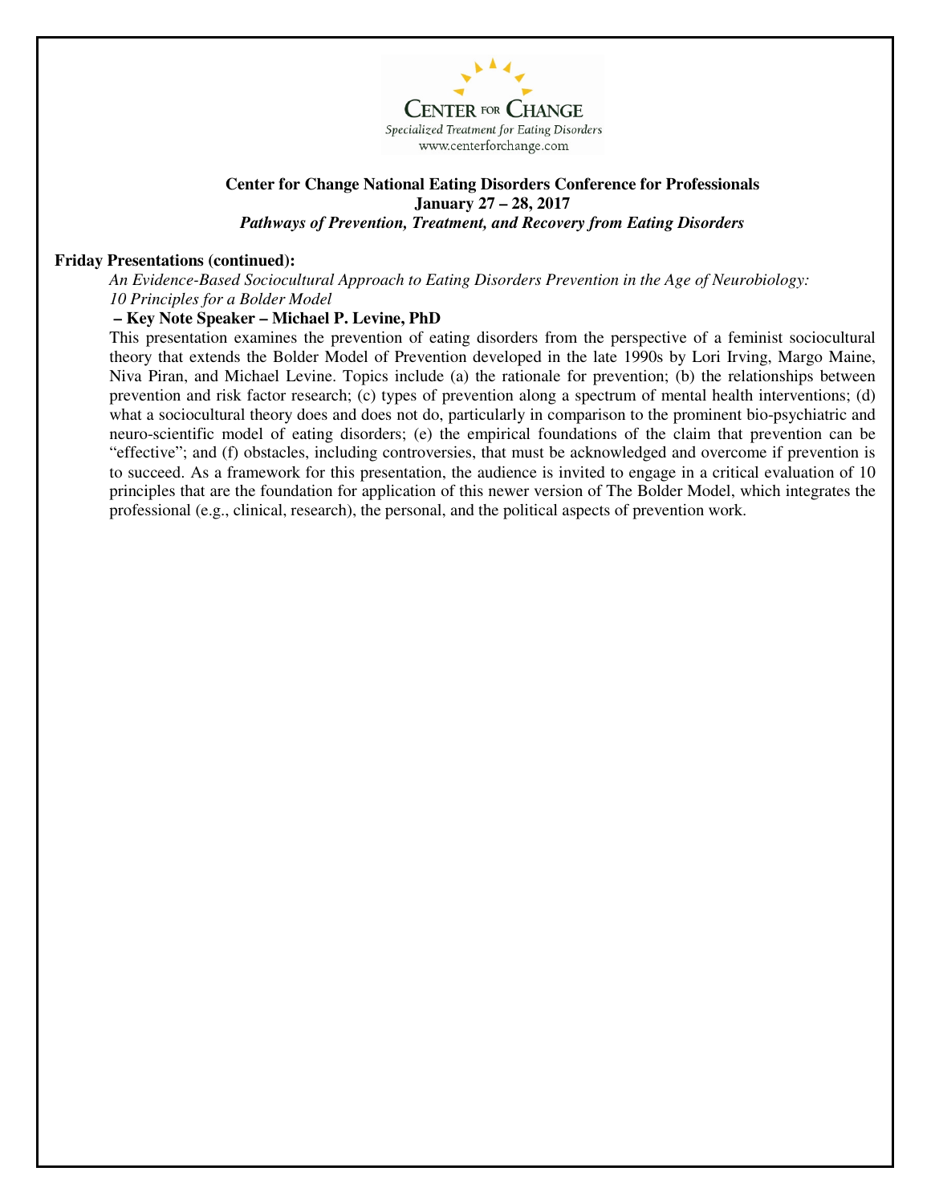**CENTER FOR CHANGE**
*Specialized Treatment for Eating Disorders*
www.centerforchange.com

**Center for Change National Eating Disorders Conference for Professionals**
**January 27 – 28, 2017**
***Pathways of Prevention, Treatment, and Recovery from Eating Disorders***

**Friday Presentations (continued):**

*An Evidence-Based Sociocultural Approach to Eating Disorders Prevention in the Age of Neurobiology: 10 Principles for a Bolder Model*

**– Key Note Speaker – Michael P. Levine, PhD**

This presentation examines the prevention of eating disorders from the perspective of a feminist sociocultural theory that extends the Bolder Model of Prevention developed in the late 1990s by Lori Irving, Margo Maine, Niva Piran, and Michael Levine. Topics include (a) the rationale for prevention; (b) the relationships between prevention and risk factor research; (c) types of prevention along a spectrum of mental health interventions; (d) what a sociocultural theory does and does not do, particularly in comparison to the prominent bio-psychiatric and neuro-scientific model of eating disorders; (e) the empirical foundations of the claim that prevention can be "effective"; and (f) obstacles, including controversies, that must be acknowledged and overcome if prevention is to succeed. As a framework for this presentation, the audience is invited to engage in a critical evaluation of 10 principles that are the foundation for application of this newer version of The Bolder Model, which integrates the professional (e.g., clinical, research), the personal, and the political aspects of prevention work.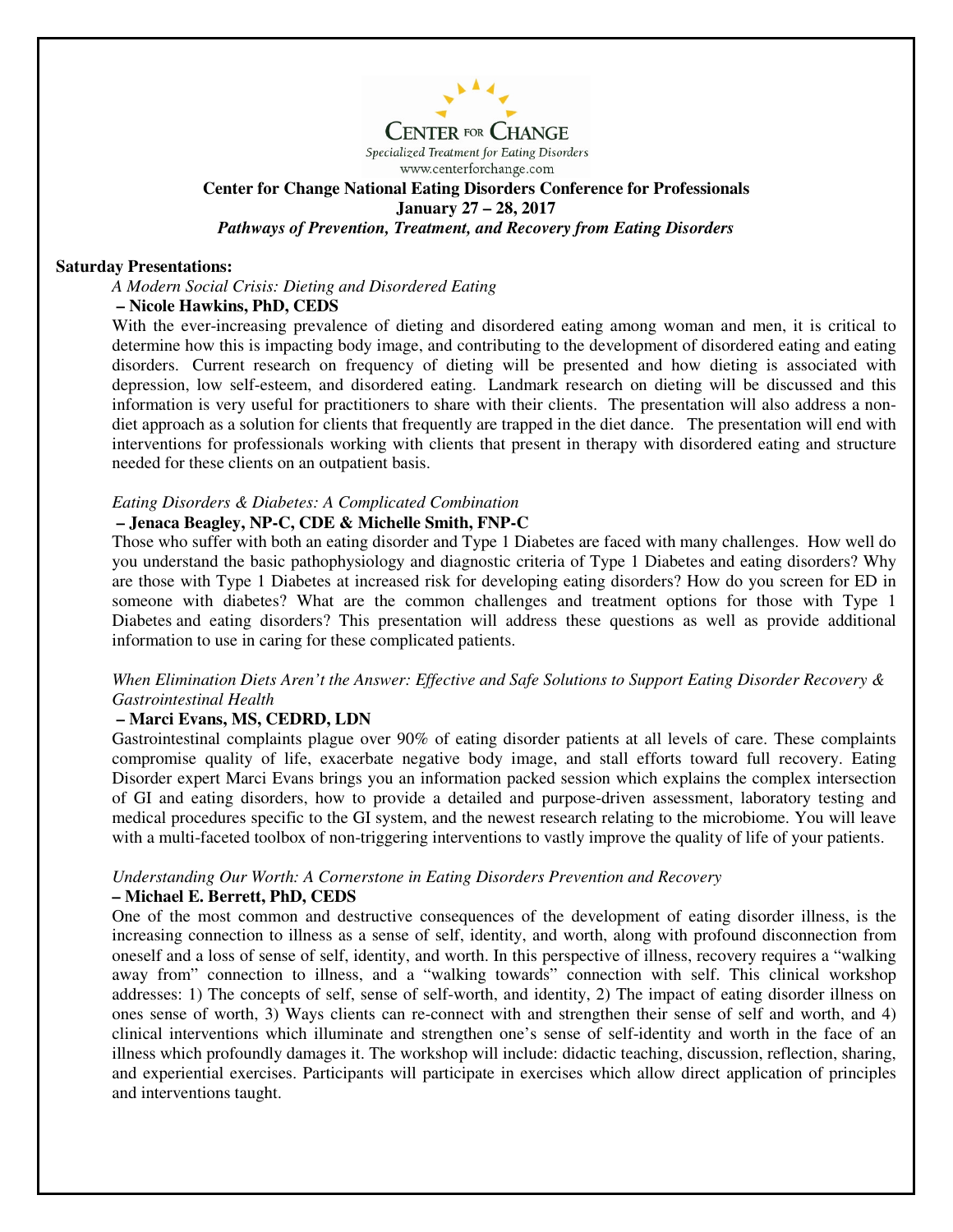**CENTER FOR CHANGE**

*Specialized Treatment for Eating Disorders*

www.centerforchange.com

**Center for Change National Eating Disorders Conference for Professionals**

**January 27 – 28, 2017**

***Pathways of Prevention, Treatment, and Recovery from Eating Disorders***

## Saturday Presentations:

*A Modern Social Crisis: Dieting and Disordered Eating*

**– Nicole Hawkins, PhD, CEDS**

With the ever-increasing prevalence of dieting and disordered eating among woman and men, it is critical to determine how this is impacting body image, and contributing to the development of disordered eating and eating disorders. Current research on frequency of dieting will be presented and how dieting is associated with depression, low self-esteem, and disordered eating. Landmark research on dieting will be discussed and this information is very useful for practitioners to share with their clients. The presentation will also address a non-diet approach as a solution for clients that frequently are trapped in the diet dance. The presentation will end with interventions for professionals working with clients that present in therapy with disordered eating and structure needed for these clients on an outpatient basis.

*Eating Disorders & Diabetes: A Complicated Combination*

**– Jenaca Beagley, NP-C, CDE & Michelle Smith, FNP-C**

Those who suffer with both an eating disorder and Type 1 Diabetes are faced with many challenges. How well do you understand the basic pathophysiology and diagnostic criteria of Type 1 Diabetes and eating disorders? Why are those with Type 1 Diabetes at increased risk for developing eating disorders? How do you screen for ED in someone with diabetes? What are the common challenges and treatment options for those with Type 1 Diabetes and eating disorders? This presentation will address these questions as well as provide additional information to use in caring for these complicated patients.

*When Elimination Diets Aren't the Answer: Effective and Safe Solutions to Support Eating Disorder Recovery & Gastrointestinal Health*

**– Marci Evans, MS, CEDRD, LDN**

Gastrointestinal complaints plague over 90% of eating disorder patients at all levels of care. These complaints compromise quality of life, exacerbate negative body image, and stall efforts toward full recovery. Eating Disorder expert Marci Evans brings you an information packed session which explains the complex intersection of GI and eating disorders, how to provide a detailed and purpose-driven assessment, laboratory testing and medical procedures specific to the GI system, and the newest research relating to the microbiome. You will leave with a multi-faceted toolbox of non-triggering interventions to vastly improve the quality of life of your patients.

*Understanding Our Worth: A Cornerstone in Eating Disorders Prevention and Recovery*

**– Michael E. Berrett, PhD, CEDS**

One of the most common and destructive consequences of the development of eating disorder illness, is the increasing connection to illness as a sense of self, identity, and worth, along with profound disconnection from oneself and a loss of sense of self, identity, and worth. In this perspective of illness, recovery requires a "walking away from" connection to illness, and a "walking towards" connection with self. This clinical workshop addresses: 1) The concepts of self, sense of self-worth, and identity, 2) The impact of eating disorder illness on ones sense of worth, 3) Ways clients can re-connect with and strengthen their sense of self and worth, and 4) clinical interventions which illuminate and strengthen one's sense of self-identity and worth in the face of an illness which profoundly damages it. The workshop will include: didactic teaching, discussion, reflection, sharing, and experiential exercises. Participants will participate in exercises which allow direct application of principles and interventions taught.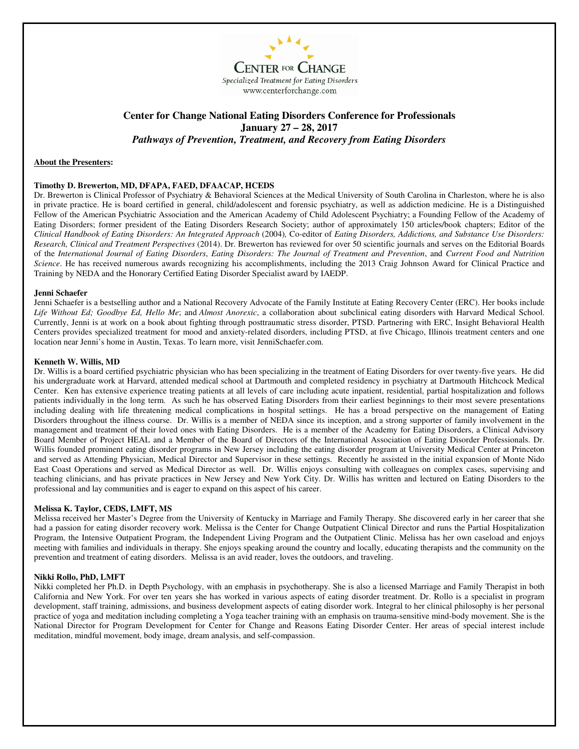CENTER FOR CHANGE
Specialized Treatment for Eating Disorders
www.centerforchange.com

## Center for Change National Eating Disorders Conference for Professionals
## January 27 – 28, 2017
### *Pathways of Prevention, Treatment, and Recovery from Eating Disorders*

**About the Presenters:**

**Timothy D. Brewerton, MD, DFAPA, FAED, DFAACAP, HCEDS**
Dr. Brewerton is Clinical Professor of Psychiatry & Behavioral Sciences at the Medical University of South Carolina in Charleston, where he is also in private practice. He is board certified in general, child/adolescent and forensic psychiatry, as well as addiction medicine. He is a Distinguished Fellow of the American Psychiatric Association and the American Academy of Child Adolescent Psychiatry; a Founding Fellow of the Academy of Eating Disorders; former president of the Eating Disorders Research Society; author of approximately 150 articles/book chapters; Editor of the *Clinical Handbook of Eating Disorders: An Integrated Approach* (2004), Co-editor of *Eating Disorders, Addictions, and Substance Use Disorders: Research, Clinical and Treatment Perspectives* (2014). Dr. Brewerton has reviewed for over 50 scientific journals and serves on the Editorial Boards of the *International Journal of Eating Disorders*, *Eating Disorders: The Journal of Treatment and Prevention*, and *Current Food and Nutrition Science*. He has received numerous awards recognizing his accomplishments, including the 2013 Craig Johnson Award for Clinical Practice and Training by NEDA and the Honorary Certified Eating Disorder Specialist award by IAEDP.

**Jenni Schaefer**
Jenni Schaefer is a bestselling author and a National Recovery Advocate of the Family Institute at Eating Recovery Center (ERC). Her books include *Life Without Ed; Goodbye Ed, Hello Me*; and *Almost Anorexic*, a collaboration about subclinical eating disorders with Harvard Medical School. Currently, Jenni is at work on a book about fighting through posttraumatic stress disorder, PTSD. Partnering with ERC, Insight Behavioral Health Centers provides specialized treatment for mood and anxiety-related disorders, including PTSD, at five Chicago, Illinois treatment centers and one location near Jenni's home in Austin, Texas. To learn more, visit JenniSchaefer.com.

**Kenneth W. Willis, MD**
Dr. Willis is a board certified psychiatric physician who has been specializing in the treatment of Eating Disorders for over twenty-five years. He did his undergraduate work at Harvard, attended medical school at Dartmouth and completed residency in psychiatry at Dartmouth Hitchcock Medical Center. Ken has extensive experience treating patients at all levels of care including acute inpatient, residential, partial hospitalization and follows patients individually in the long term. As such he has observed Eating Disorders from their earliest beginnings to their most severe presentations including dealing with life threatening medical complications in hospital settings. He has a broad perspective on the management of Eating Disorders throughout the illness course. Dr. Willis is a member of NEDA since its inception, and a strong supporter of family involvement in the management and treatment of their loved ones with Eating Disorders. He is a member of the Academy for Eating Disorders, a Clinical Advisory Board Member of Project HEAL and a Member of the Board of Directors of the International Association of Eating Disorder Professionals. Dr. Willis founded prominent eating disorder programs in New Jersey including the eating disorder program at University Medical Center at Princeton and served as Attending Physician, Medical Director and Supervisor in these settings. Recently he assisted in the initial expansion of Monte Nido East Coast Operations and served as Medical Director as well. Dr. Willis enjoys consulting with colleagues on complex cases, supervising and teaching clinicians, and has private practices in New Jersey and New York City. Dr. Willis has written and lectured on Eating Disorders to the professional and lay communities and is eager to expand on this aspect of his career.

**Melissa K. Taylor, CEDS, LMFT, MS**
Melissa received her Master's Degree from the University of Kentucky in Marriage and Family Therapy. She discovered early in her career that she had a passion for eating disorder recovery work. Melissa is the Center for Change Outpatient Clinical Director and runs the Partial Hospitalization Program, the Intensive Outpatient Program, the Independent Living Program and the Outpatient Clinic. Melissa has her own caseload and enjoys meeting with families and individuals in therapy. She enjoys speaking around the country and locally, educating therapists and the community on the prevention and treatment of eating disorders. Melissa is an avid reader, loves the outdoors, and traveling.

**Nikki Rollo, PhD, LMFT**
Nikki completed her Ph.D. in Depth Psychology, with an emphasis in psychotherapy. She is also a licensed Marriage and Family Therapist in both California and New York. For over ten years she has worked in various aspects of eating disorder treatment. Dr. Rollo is a specialist in program development, staff training, admissions, and business development aspects of eating disorder work. Integral to her clinical philosophy is her personal practice of yoga and meditation including completing a Yoga teacher training with an emphasis on trauma-sensitive mind-body movement. She is the National Director for Program Development for Center for Change and Reasons Eating Disorder Center. Her areas of special interest include meditation, mindful movement, body image, dream analysis, and self-compassion.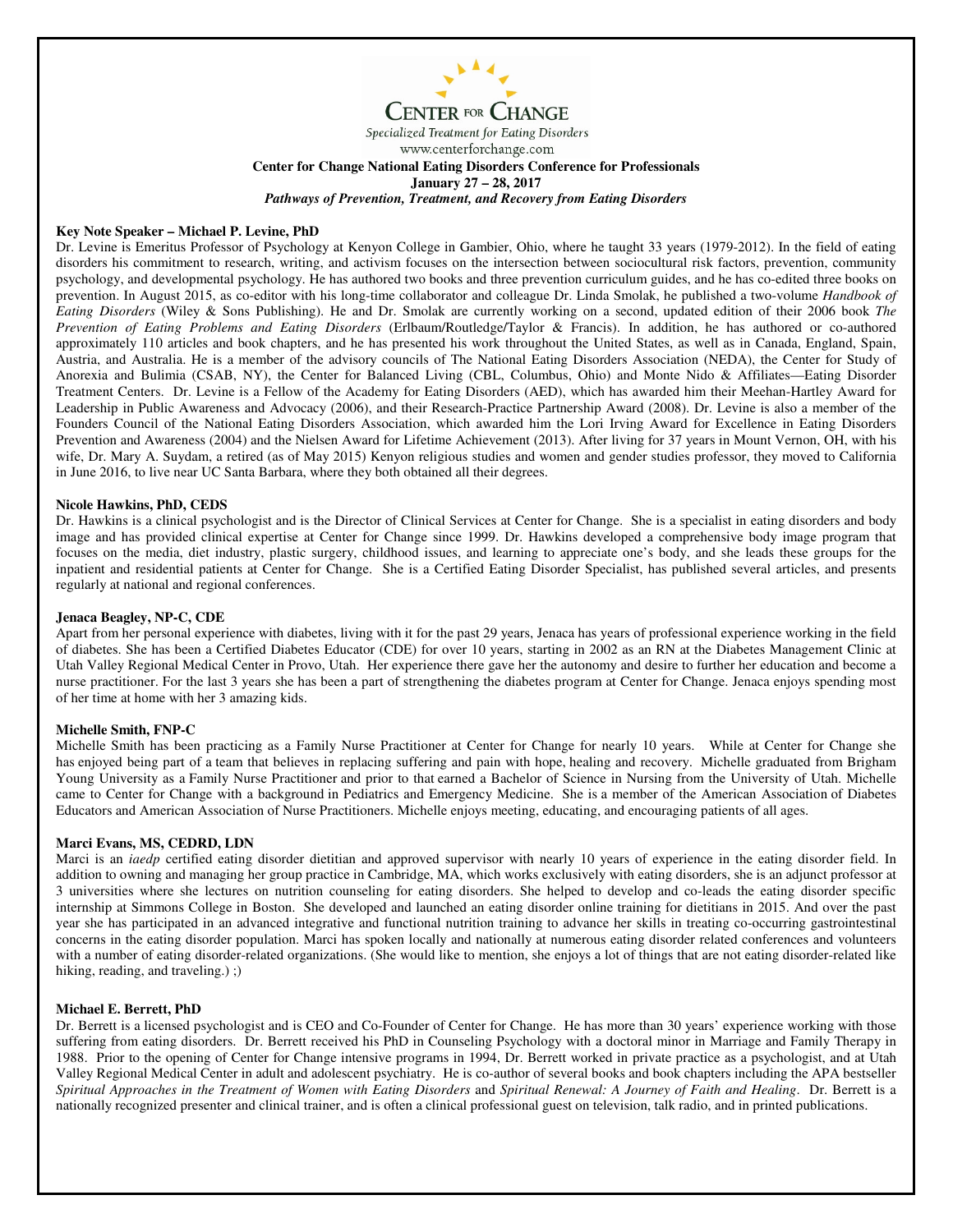**CENTER FOR CHANGE**

*Specialized Treatment for Eating Disorders*

www.centerforchange.com

**Center for Change National Eating Disorders Conference for Professionals**

**January 27 – 28, 2017**

***Pathways of Prevention, Treatment, and Recovery from Eating Disorders***

**Key Note Speaker – Michael P. Levine, PhD**

Dr. Levine is Emeritus Professor of Psychology at Kenyon College in Gambier, Ohio, where he taught 33 years (1979-2012). In the field of eating disorders his commitment to research, writing, and activism focuses on the intersection between sociocultural risk factors, prevention, community psychology, and developmental psychology. He has authored two books and three prevention curriculum guides, and he has co-edited three books on prevention. In August 2015, as co-editor with his long-time collaborator and colleague Dr. Linda Smolak, he published a two-volume *Handbook of Eating Disorders* (Wiley & Sons Publishing). He and Dr. Smolak are currently working on a second, updated edition of their 2006 book *The Prevention of Eating Problems and Eating Disorders* (Erlbaum/Routledge/Taylor & Francis). In addition, he has authored or co-authored approximately 110 articles and book chapters, and he has presented his work throughout the United States, as well as in Canada, England, Spain, Austria, and Australia. He is a member of the advisory councils of The National Eating Disorders Association (NEDA), the Center for Study of Anorexia and Bulimia (CSAB, NY), the Center for Balanced Living (CBL, Columbus, Ohio) and Monte Nido & Affiliates—Eating Disorder Treatment Centers. Dr. Levine is a Fellow of the Academy for Eating Disorders (AED), which has awarded him their Meehan-Hartley Award for Leadership in Public Awareness and Advocacy (2006), and their Research-Practice Partnership Award (2008). Dr. Levine is also a member of the Founders Council of the National Eating Disorders Association, which awarded him the Lori Irving Award for Excellence in Eating Disorders Prevention and Awareness (2004) and the Nielsen Award for Lifetime Achievement (2013). After living for 37 years in Mount Vernon, OH, with his wife, Dr. Mary A. Suydam, a retired (as of May 2015) Kenyon religious studies and women and gender studies professor, they moved to California in June 2016, to live near UC Santa Barbara, where they both obtained all their degrees.

**Nicole Hawkins, PhD, CEDS**

Dr. Hawkins is a clinical psychologist and is the Director of Clinical Services at Center for Change. She is a specialist in eating disorders and body image and has provided clinical expertise at Center for Change since 1999. Dr. Hawkins developed a comprehensive body image program that focuses on the media, diet industry, plastic surgery, childhood issues, and learning to appreciate one's body, and she leads these groups for the inpatient and residential patients at Center for Change. She is a Certified Eating Disorder Specialist, has published several articles, and presents regularly at national and regional conferences.

**Jenaca Beagley, NP-C, CDE**

Apart from her personal experience with diabetes, living with it for the past 29 years, Jenaca has years of professional experience working in the field of diabetes. She has been a Certified Diabetes Educator (CDE) for over 10 years, starting in 2002 as an RN at the Diabetes Management Clinic at Utah Valley Regional Medical Center in Provo, Utah. Her experience there gave her the autonomy and desire to further her education and become a nurse practitioner. For the last 3 years she has been a part of strengthening the diabetes program at Center for Change. Jenaca enjoys spending most of her time at home with her 3 amazing kids.

**Michelle Smith, FNP-C**

Michelle Smith has been practicing as a Family Nurse Practitioner at Center for Change for nearly 10 years. While at Center for Change she has enjoyed being part of a team that believes in replacing suffering and pain with hope, healing and recovery. Michelle graduated from Brigham Young University as a Family Nurse Practitioner and prior to that earned a Bachelor of Science in Nursing from the University of Utah. Michelle came to Center for Change with a background in Pediatrics and Emergency Medicine. She is a member of the American Association of Diabetes Educators and American Association of Nurse Practitioners. Michelle enjoys meeting, educating, and encouraging patients of all ages.

**Marci Evans, MS, CEDRD, LDN**

Marci is an *iaedp* certified eating disorder dietitian and approved supervisor with nearly 10 years of experience in the eating disorder field. In addition to owning and managing her group practice in Cambridge, MA, which works exclusively with eating disorders, she is an adjunct professor at 3 universities where she lectures on nutrition counseling for eating disorders. She helped to develop and co-leads the eating disorder specific internship at Simmons College in Boston. She developed and launched an eating disorder online training for dietitians in 2015. And over the past year she has participated in an advanced integrative and functional nutrition training to advance her skills in treating co-occurring gastrointestinal concerns in the eating disorder population. Marci has spoken locally and nationally at numerous eating disorder related conferences and volunteers with a number of eating disorder-related organizations. (She would like to mention, she enjoys a lot of things that are not eating disorder-related like hiking, reading, and traveling.) ;)

**Michael E. Berrett, PhD**

Dr. Berrett is a licensed psychologist and is CEO and Co-Founder of Center for Change. He has more than 30 years' experience working with those suffering from eating disorders. Dr. Berrett received his PhD in Counseling Psychology with a doctoral minor in Marriage and Family Therapy in 1988. Prior to the opening of Center for Change intensive programs in 1994, Dr. Berrett worked in private practice as a psychologist, and at Utah Valley Regional Medical Center in adult and adolescent psychiatry. He is co-author of several books and book chapters including the APA bestseller *Spiritual Approaches in the Treatment of Women with Eating Disorders* and *Spiritual Renewal: A Journey of Faith and Healing*. Dr. Berrett is a nationally recognized presenter and clinical trainer, and is often a clinical professional guest on television, talk radio, and in printed publications.